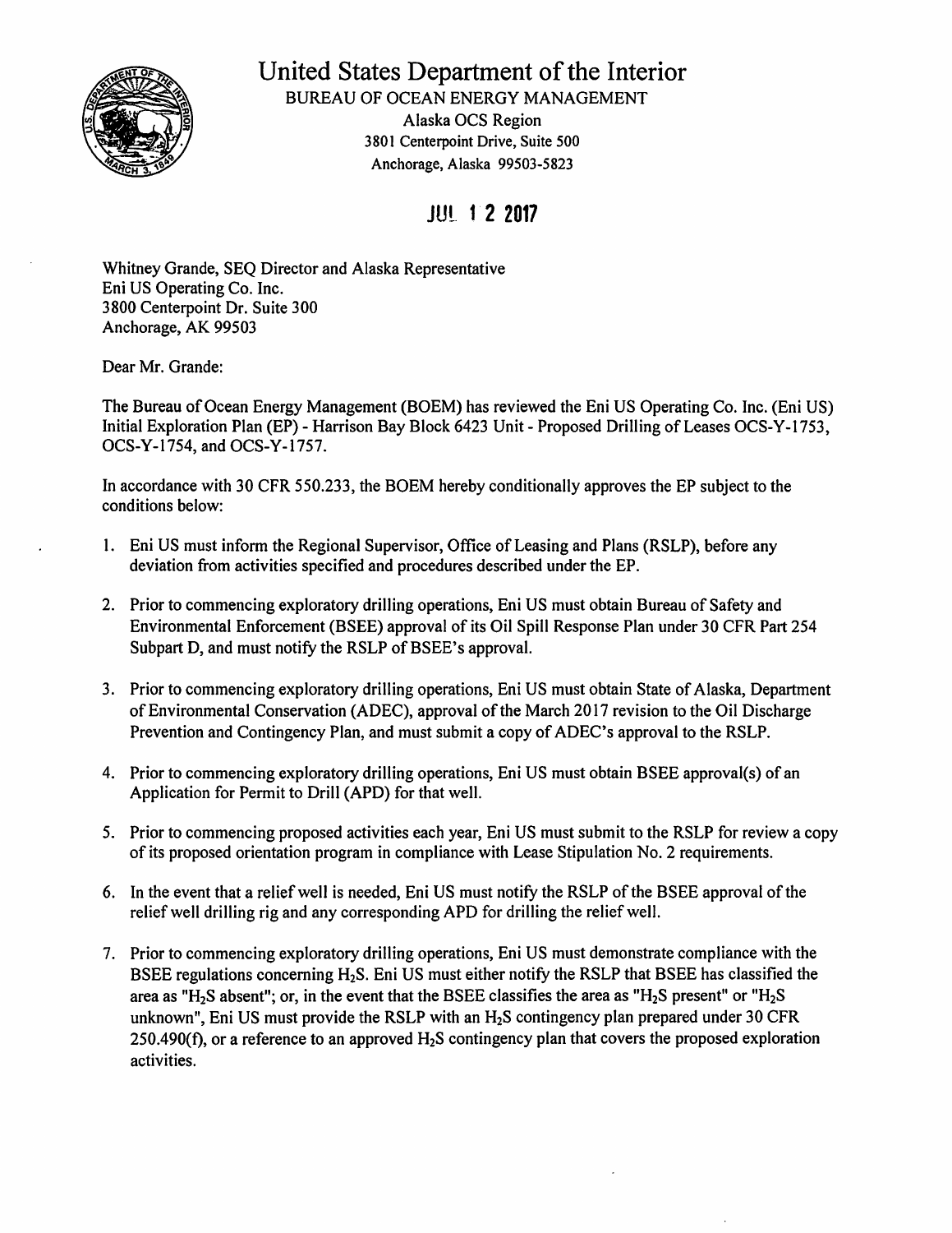# United States Department of the Interior

BUREAU OF OCEAN ENERGY MANAGEMENT
Alaska OCS Region
3801 Centerpoint Drive, Suite 500
Anchorage, Alaska 99503-5823

JUL 12 2017

Whitney Grande, SEQ Director and Alaska Representative
Eni US Operating Co. Inc.
3800 Centerpoint Dr. Suite 300
Anchorage, AK 99503

Dear Mr. Grande:

The Bureau of Ocean Energy Management (BOEM) has reviewed the Eni US Operating Co. Inc. (Eni US) Initial Exploration Plan (EP) - Harrison Bay Block 6423 Unit - Proposed Drilling of Leases OCS-Y-1753, OCS-Y-1754, and OCS-Y-1757.

In accordance with 30 CFR 550.233, the BOEM hereby conditionally approves the EP subject to the conditions below:

1. Eni US must inform the Regional Supervisor, Office of Leasing and Plans (RSLP), before any deviation from activities specified and procedures described under the EP.

2. Prior to commencing exploratory drilling operations, Eni US must obtain Bureau of Safety and Environmental Enforcement (BSEE) approval of its Oil Spill Response Plan under 30 CFR Part 254 Subpart D, and must notify the RSLP of BSEE's approval.

3. Prior to commencing exploratory drilling operations, Eni US must obtain State of Alaska, Department of Environmental Conservation (ADEC), approval of the March 2017 revision to the Oil Discharge Prevention and Contingency Plan, and must submit a copy of ADEC's approval to the RSLP.

4. Prior to commencing exploratory drilling operations, Eni US must obtain BSEE approval(s) of an Application for Permit to Drill (APD) for that well.

5. Prior to commencing proposed activities each year, Eni US must submit to the RSLP for review a copy of its proposed orientation program in compliance with Lease Stipulation No. 2 requirements.

6. In the event that a relief well is needed, Eni US must notify the RSLP of the BSEE approval of the relief well drilling rig and any corresponding APD for drilling the relief well.

7. Prior to commencing exploratory drilling operations, Eni US must demonstrate compliance with the BSEE regulations concerning $H_2S$. Eni US must either notify the RSLP that BSEE has classified the area as "$H_2S$ absent"; or, in the event that the BSEE classifies the area as "$H_2S$ present" or "$H_2S$ unknown", Eni US must provide the RSLP with an $H_2S$ contingency plan prepared under 30 CFR 250.490(f), or a reference to an approved $H_2S$ contingency plan that covers the proposed exploration activities.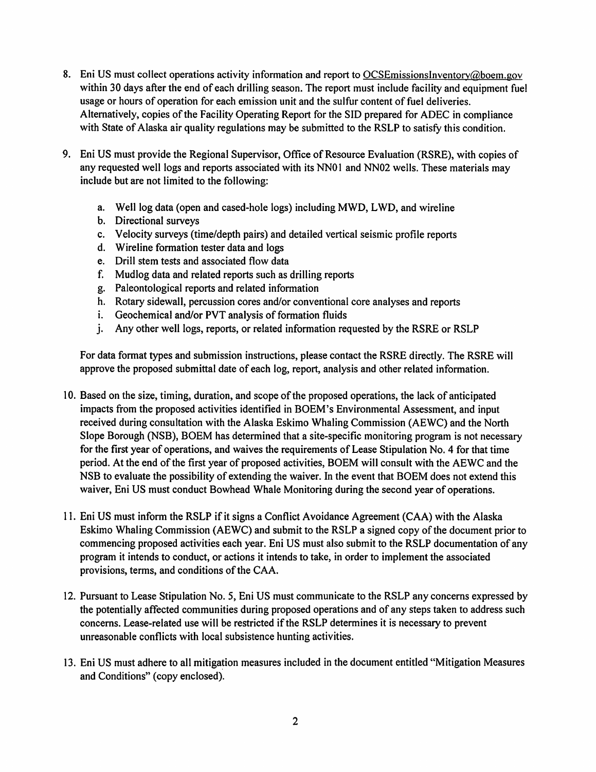8. Eni US must collect operations activity information and report to OCSEmissionsInventory@boem.gov within 30 days after the end of each drilling season. The report must include facility and equipment fuel usage or hours of operation for each emission unit and the sulfur content of fuel deliveries. Alternatively, copies of the Facility Operating Report for the SID prepared for ADEC in compliance with State of Alaska air quality regulations may be submitted to the RSLP to satisfy this condition.

9. Eni US must provide the Regional Supervisor, Office of Resource Evaluation (RSRE), with copies of any requested well logs and reports associated with its NN01 and NN02 wells. These materials may include but are not limited to the following:

   a. Well log data (open and cased-hole logs) including MWD, LWD, and wireline
   b. Directional surveys
   c. Velocity surveys (time/depth pairs) and detailed vertical seismic profile reports
   d. Wireline formation tester data and logs
   e. Drill stem tests and associated flow data
   f. Mudlog data and related reports such as drilling reports
   g. Paleontological reports and related information
   h. Rotary sidewall, percussion cores and/or conventional core analyses and reports
   i. Geochemical and/or PVT analysis of formation fluids
   j. Any other well logs, reports, or related information requested by the RSRE or RSLP

   For data format types and submission instructions, please contact the RSRE directly. The RSRE will approve the proposed submittal date of each log, report, analysis and other related information.

10. Based on the size, timing, duration, and scope of the proposed operations, the lack of anticipated impacts from the proposed activities identified in BOEM's Environmental Assessment, and input received during consultation with the Alaska Eskimo Whaling Commission (AEWC) and the North Slope Borough (NSB), BOEM has determined that a site-specific monitoring program is not necessary for the first year of operations, and waives the requirements of Lease Stipulation No. 4 for that time period. At the end of the first year of proposed activities, BOEM will consult with the AEWC and the NSB to evaluate the possibility of extending the waiver. In the event that BOEM does not extend this waiver, Eni US must conduct Bowhead Whale Monitoring during the second year of operations.

11. Eni US must inform the RSLP if it signs a Conflict Avoidance Agreement (CAA) with the Alaska Eskimo Whaling Commission (AEWC) and submit to the RSLP a signed copy of the document prior to commencing proposed activities each year. Eni US must also submit to the RSLP documentation of any program it intends to conduct, or actions it intends to take, in order to implement the associated provisions, terms, and conditions of the CAA.

12. Pursuant to Lease Stipulation No. 5, Eni US must communicate to the RSLP any concerns expressed by the potentially affected communities during proposed operations and of any steps taken to address such concerns. Lease-related use will be restricted if the RSLP determines it is necessary to prevent unreasonable conflicts with local subsistence hunting activities.

13. Eni US must adhere to all mitigation measures included in the document entitled "Mitigation Measures and Conditions" (copy enclosed).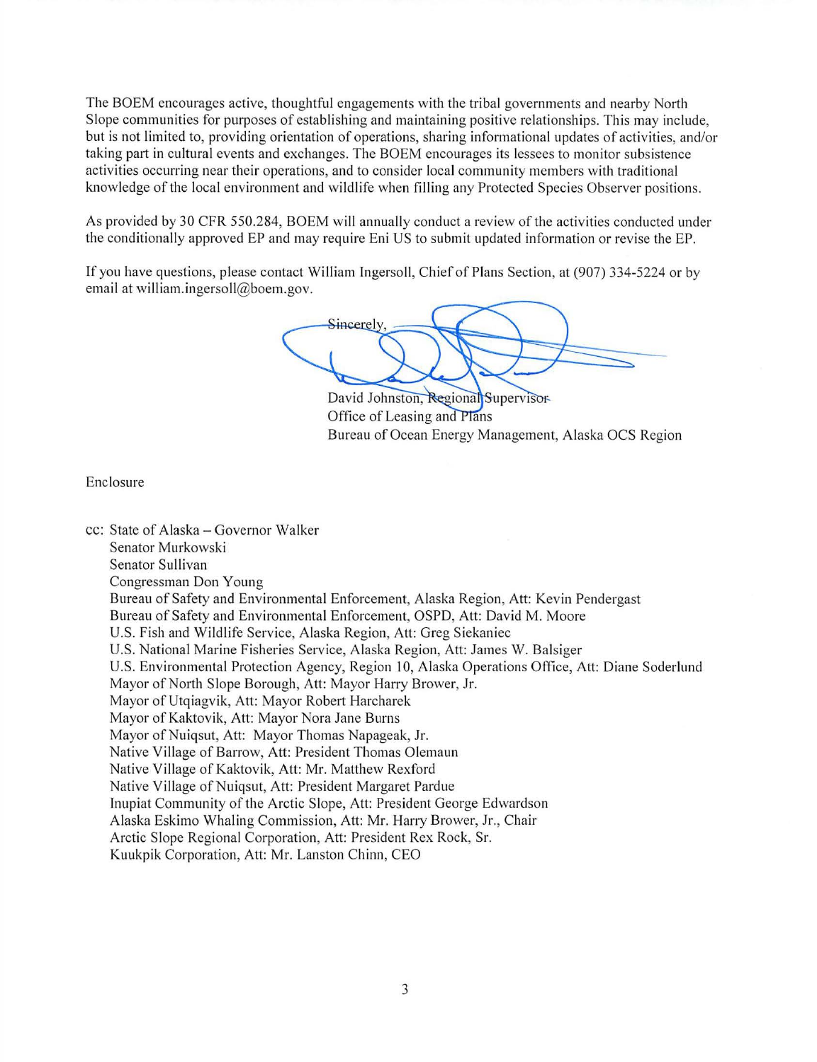The BOEM encourages active, thoughtful engagements with the tribal governments and nearby North Slope communities for purposes of establishing and maintaining positive relationships. This may include, but is not limited to, providing orientation of operations, sharing informational updates of activities, and/or taking part in cultural events and exchanges. The BOEM encourages its lessees to monitor subsistence activities occurring near their operations, and to consider local community members with traditional knowledge of the local environment and wildlife when filling any Protected Species Observer positions.

As provided by 30 CFR 550.284, BOEM will annually conduct a review of the activities conducted under the conditionally approved EP and may require Eni US to submit updated information or revise the EP.

If you have questions, please contact William Ingersoll, Chief of Plans Section, at (907) 334-5224 or by email at william.ingersoll@boem.gov.

Sincerely,

David Johnston, Regional Supervisor
Office of Leasing and Plans
Bureau of Ocean Energy Management, Alaska OCS Region

Enclosure

cc: State of Alaska – Governor Walker
Senator Murkowski
Senator Sullivan
Congressman Don Young
Bureau of Safety and Environmental Enforcement, Alaska Region, Att: Kevin Pendergast
Bureau of Safety and Environmental Enforcement, OSPD, Att: David M. Moore
U.S. Fish and Wildlife Service, Alaska Region, Att: Greg Siekaniec
U.S. National Marine Fisheries Service, Alaska Region, Att: James W. Balsiger
U.S. Environmental Protection Agency, Region 10, Alaska Operations Office, Att: Diane Soderlund
Mayor of North Slope Borough, Att: Mayor Harry Brower, Jr.
Mayor of Utqiagvik, Att: Mayor Robert Harcharek
Mayor of Kaktovik, Att: Mayor Nora Jane Burns
Mayor of Nuiqsut, Att: Mayor Thomas Napageak, Jr.
Native Village of Barrow, Att: President Thomas Olemaun
Native Village of Kaktovik, Att: Mr. Matthew Rexford
Native Village of Nuiqsut, Att: President Margaret Pardue
Inupiat Community of the Arctic Slope, Att: President George Edwardson
Alaska Eskimo Whaling Commission, Att: Mr. Harry Brower, Jr., Chair
Arctic Slope Regional Corporation, Att: President Rex Rock, Sr.
Kuukpik Corporation, Att: Mr. Lanston Chinn, CEO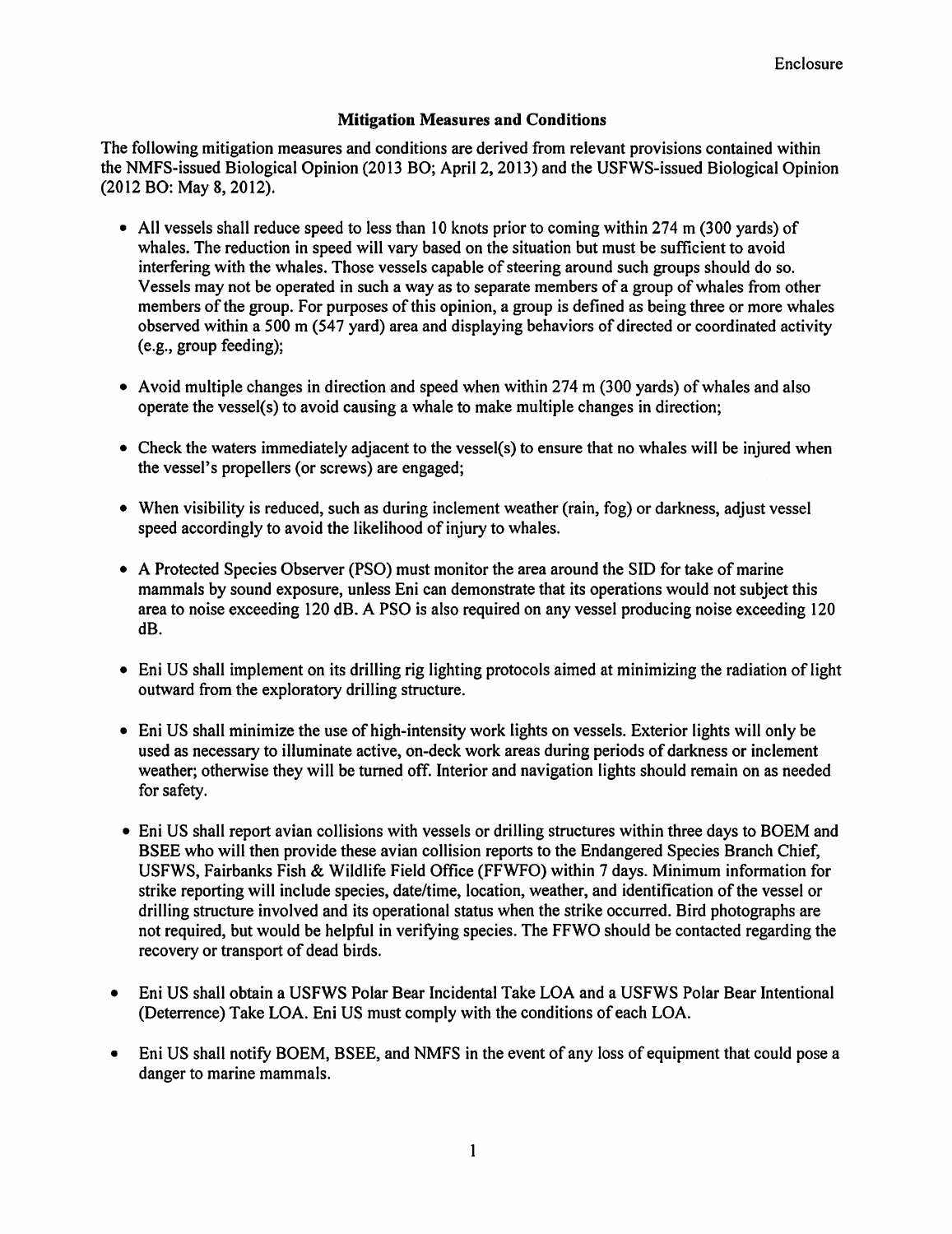Enclosure

## Mitigation Measures and Conditions

The following mitigation measures and conditions are derived from relevant provisions contained within the NMFS-issued Biological Opinion (2013 BO; April 2, 2013) and the USFWS-issued Biological Opinion (2012 BO: May 8, 2012).

- All vessels shall reduce speed to less than 10 knots prior to coming within 274 m (300 yards) of whales. The reduction in speed will vary based on the situation but must be sufficient to avoid interfering with the whales. Those vessels capable of steering around such groups should do so. Vessels may not be operated in such a way as to separate members of a group of whales from other members of the group. For purposes of this opinion, a group is defined as being three or more whales observed within a 500 m (547 yard) area and displaying behaviors of directed or coordinated activity (e.g., group feeding);

- Avoid multiple changes in direction and speed when within 274 m (300 yards) of whales and also operate the vessel(s) to avoid causing a whale to make multiple changes in direction;

- Check the waters immediately adjacent to the vessel(s) to ensure that no whales will be injured when the vessel's propellers (or screws) are engaged;

- When visibility is reduced, such as during inclement weather (rain, fog) or darkness, adjust vessel speed accordingly to avoid the likelihood of injury to whales.

- A Protected Species Observer (PSO) must monitor the area around the SID for take of marine mammals by sound exposure, unless Eni can demonstrate that its operations would not subject this area to noise exceeding 120 dB. A PSO is also required on any vessel producing noise exceeding 120 dB.

- Eni US shall implement on its drilling rig lighting protocols aimed at minimizing the radiation of light outward from the exploratory drilling structure.

- Eni US shall minimize the use of high-intensity work lights on vessels. Exterior lights will only be used as necessary to illuminate active, on-deck work areas during periods of darkness or inclement weather; otherwise they will be turned off. Interior and navigation lights should remain on as needed for safety.

- Eni US shall report avian collisions with vessels or drilling structures within three days to BOEM and BSEE who will then provide these avian collision reports to the Endangered Species Branch Chief, USFWS, Fairbanks Fish & Wildlife Field Office (FFWFO) within 7 days. Minimum information for strike reporting will include species, date/time, location, weather, and identification of the vessel or drilling structure involved and its operational status when the strike occurred. Bird photographs are not required, but would be helpful in verifying species. The FFWO should be contacted regarding the recovery or transport of dead birds.

- Eni US shall obtain a USFWS Polar Bear Incidental Take LOA and a USFWS Polar Bear Intentional (Deterrence) Take LOA. Eni US must comply with the conditions of each LOA.

- Eni US shall notify BOEM, BSEE, and NMFS in the event of any loss of equipment that could pose a danger to marine mammals.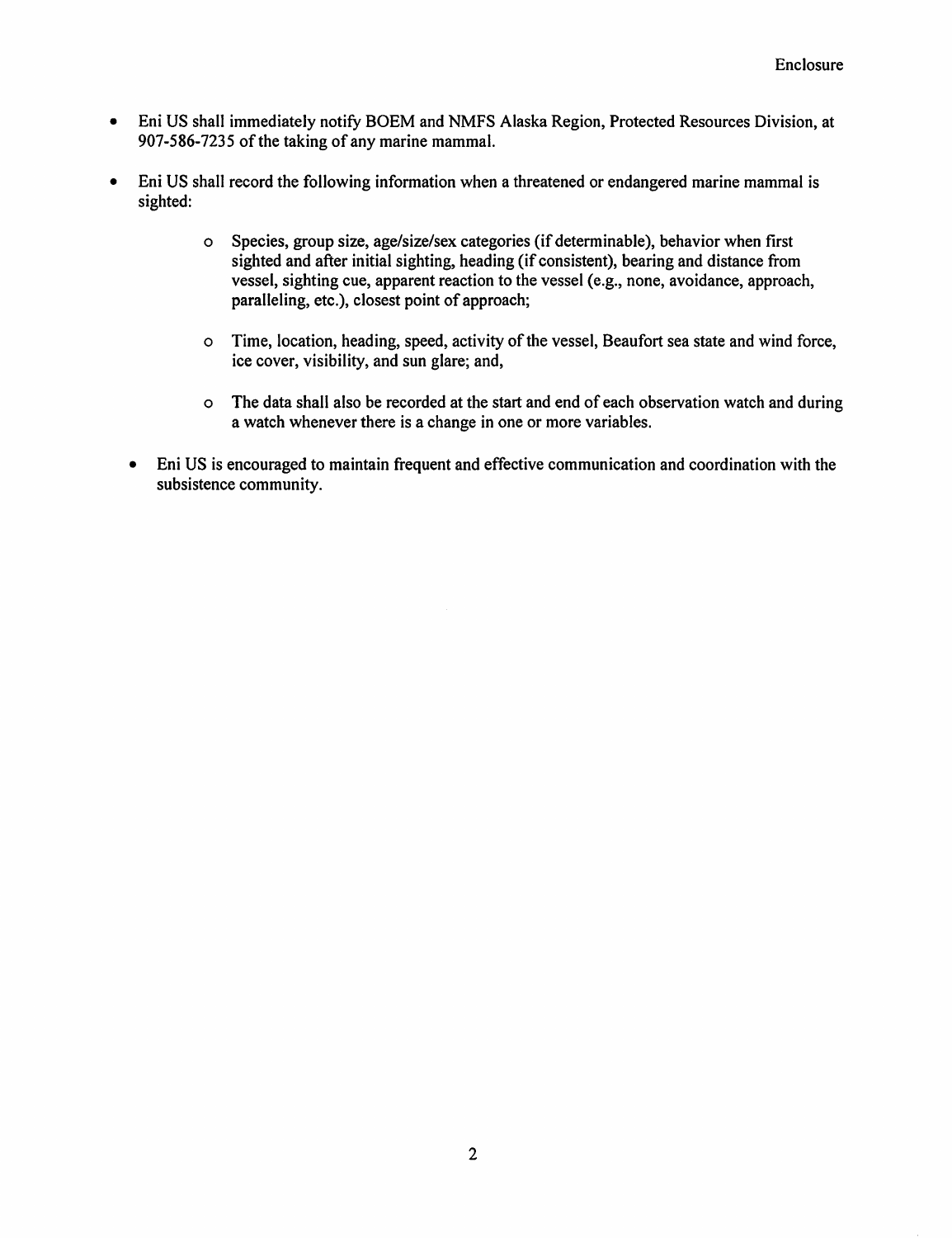- Eni US shall immediately notify BOEM and NMFS Alaska Region, Protected Resources Division, at 907-586-7235 of the taking of any marine mammal.

- Eni US shall record the following information when a threatened or endangered marine mammal is sighted:

    - Species, group size, age/size/sex categories (if determinable), behavior when first sighted and after initial sighting, heading (if consistent), bearing and distance from vessel, sighting cue, apparent reaction to the vessel (e.g., none, avoidance, approach, paralleling, etc.), closest point of approach;

    - Time, location, heading, speed, activity of the vessel, Beaufort sea state and wind force, ice cover, visibility, and sun glare; and,

    - The data shall also be recorded at the start and end of each observation watch and during a watch whenever there is a change in one or more variables.

- Eni US is encouraged to maintain frequent and effective communication and coordination with the subsistence community.